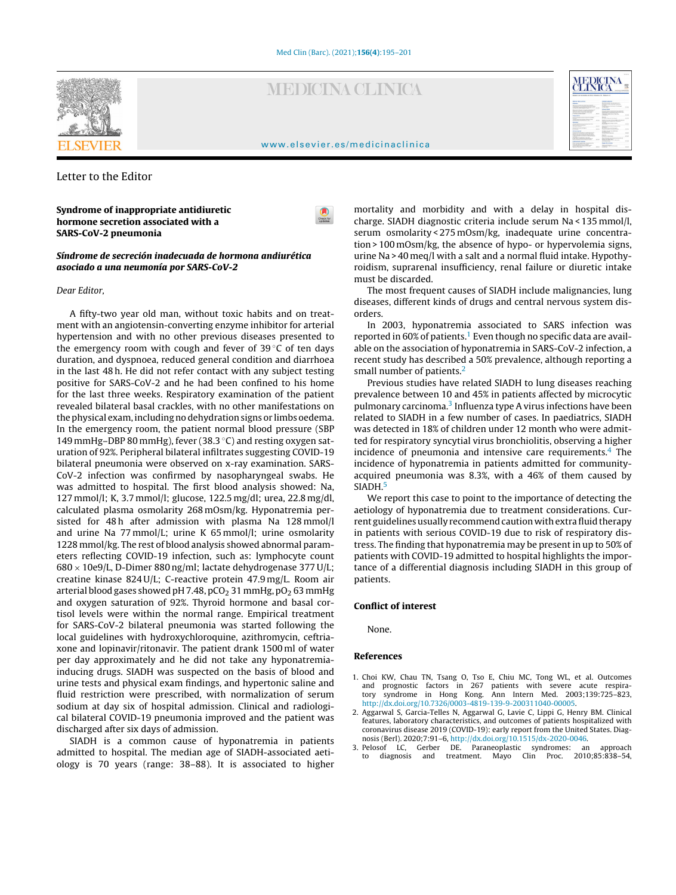Letter to the Editor

# Syndrome of inappropriate antidiuretic hormone secretion associated with a SARS-CoV-2 pneumonia

***Síndrome de secreción inadecuada de hormona andiurética asociado a una neumonía por SARS-CoV-2***

*Dear Editor,*

A fifty-two year old man, without toxic habits and on treatment with an angiotensin-converting enzyme inhibitor for arterial hypertension and with no other previous diseases presented to the emergency room with cough and fever of 39 °C of ten days duration, and dyspnoea, reduced general condition and diarrhoea in the last 48 h. He did not refer contact with any subject testing positive for SARS-CoV-2 and he had been confined to his home for the last three weeks. Respiratory examination of the patient revealed bilateral basal crackles, with no other manifestations on the physical exam, including no dehydration signs or limbs oedema. In the emergency room, the patient normal blood pressure (SBP 149 mmHg–DBP 80 mmHg), fever (38.3 °C) and resting oxygen saturation of 92%. Peripheral bilateral infiltrates suggesting COVID-19 bilateral pneumonia were observed on x-ray examination. SARS-CoV-2 infection was confirmed by nasopharyngeal swabs. He was admitted to hospital. The first blood analysis showed: Na, 127 mmol/l; K, 3.7 mmol/l; glucose, 122.5 mg/dl; urea, 22.8 mg/dl, calculated plasma osmolarity 268 mOsm/kg. Hyponatremia persisted for 48 h after admission with plasma Na 128 mmol/l and urine Na 77 mmol/L; urine K 65 mmol/l; urine osmolarity 1228 mmol/kg. The rest of blood analysis showed abnormal parameters reflecting COVID-19 infection, such as: lymphocyte count 680 × 10e9/L, D-Dimer 880 ng/ml; lactate dehydrogenase 377 U/L; creatine kinase 824 U/L; C-reactive protein 47.9 mg/L. Room air arterial blood gases showed pH 7.48, $pCO_2$ 31 mmHg, $pO_2$ 63 mmHg and oxygen saturation of 92%. Thyroid hormone and basal cortisol levels were within the normal range. Empirical treatment for SARS-CoV-2 bilateral pneumonia was started following the local guidelines with hydroxychloroquine, azithromycin, ceftriaxone and lopinavir/ritonavir. The patient drank 1500 ml of water per day approximately and he did not take any hyponatremia-inducing drugs. SIADH was suspected on the basis of blood and urine tests and physical exam findings, and hypertonic saline and fluid restriction were prescribed, with normalization of serum sodium at day six of hospital admission. Clinical and radiological bilateral COVID-19 pneumonia improved and the patient was discharged after six days of admission.

SIADH is a common cause of hyponatremia in patients admitted to hospital. The median age of SIADH-associated aetiology is 70 years (range: 38–88). It is associated to higher mortality and morbidity and with a delay in hospital discharge. SIADH diagnostic criteria include serum Na < 135 mmol/l, serum osmolarity < 275 mOsm/kg, inadequate urine concentration > 100 mOsm/kg, the absence of hypo- or hypervolemia signs, urine Na > 40 meq/l with a salt and a normal fluid intake. Hypothyroidism, suprarenal insufficiency, renal failure or diuretic intake must be discarded.

The most frequent causes of SIADH include malignancies, lung diseases, different kinds of drugs and central nervous system disorders.

In 2003, hyponatremia associated to SARS infection was reported in 60% of patients.[1] Even though no specific data are available on the association of hyponatremia in SARS-CoV-2 infection, a recent study has described a 50% prevalence, although reporting a small number of patients.[2]

Previous studies have related SIADH to lung diseases reaching prevalence between 10 and 45% in patients affected by microcytic pulmonary carcinoma.[3] Influenza type A virus infections have been related to SIADH in a few number of cases. In paediatrics, SIADH was detected in 18% of children under 12 month who were admitted for respiratory syncytial virus bronchiolitis, observing a higher incidence of pneumonia and intensive care requirements.[4] The incidence of hyponatremia in patients admitted for community-acquired pneumonia was 8.3%, with a 46% of them caused by SIADH.[5]

We report this case to point to the importance of detecting the aetiology of hyponatremia due to treatment considerations. Current guidelines usually recommend caution with extra fluid therapy in patients with serious COVID-19 due to risk of respiratory distress. The finding that hyponatremia may be present in up to 50% of patients with COVID-19 admitted to hospital highlights the importance of a differential diagnosis including SIADH in this group of patients.

## Conflict of interest

None.

## References

1. Choi KW, Chau TN, Tsang O, Tso E, Chiu MC, Tong WL, et al. Outcomes and prognostic factors in 267 patients with severe acute respiratory syndrome in Hong Kong. Ann Intern Med. 2003;139:725–823, http://dx.doi.org/10.7326/0003-4819-139-9-200311040-00005.
2. Aggarwal S, Garcia-Telles N, Aggarwal G, Lavie C, Lippi G, Henry BM. Clinical features, laboratory characteristics, and outcomes of patients hospitalized with coronavirus disease 2019 (COVID-19): early report from the United States. Diagnosis (Berl). 2020;7:91–6, http://dx.doi.org/10.1515/dx-2020-0046.
3. Pelosof LC, Gerber DE. Paraneoplastic syndromes: an approach to diagnosis and treatment. Mayo Clin Proc. 2010;85:838–54,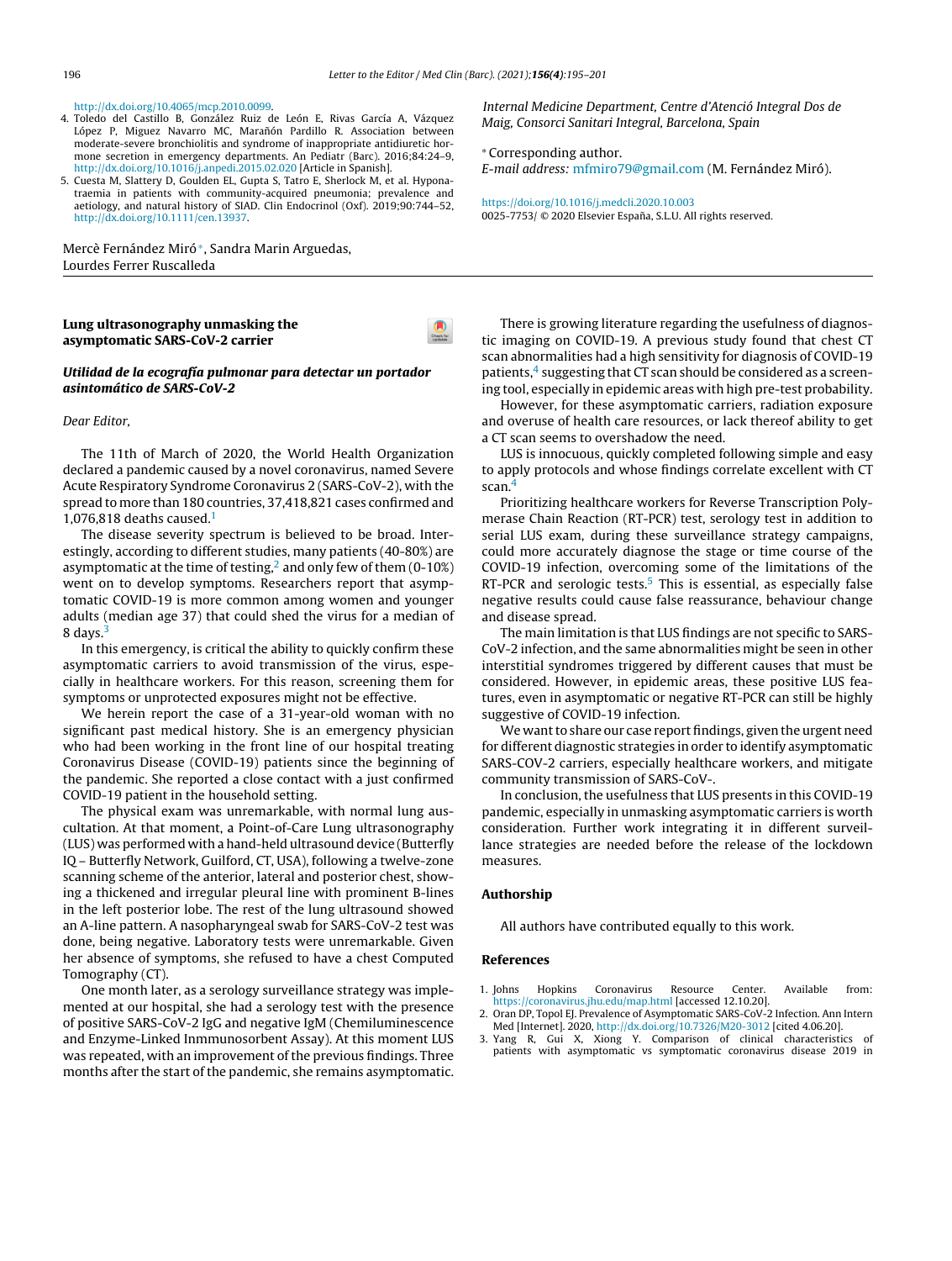http://dx.doi.org/10.4065/mcp.2010.0099.

4. Toledo del Castillo B, González Ruiz de León E, Rivas García A, Vázquez López P, Miguez Navarro MC, Marañón Pardillo R. Association between moderate-severe bronchiolitis and syndrome of inappropriate antidiuretic hormone secretion in emergency departments. An Pediatr (Barc). 2016;84:24–9, http://dx.doi.org/10.1016/j.anpedi.2015.02.020 [Article in Spanish].
5. Cuesta M, Slattery D, Goulden EL, Gupta S, Tatro E, Sherlock M, et al. Hyponatraemia in patients with community-acquired pneumonia; prevalence and aetiology, and natural history of SIAD. Clin Endocrinol (Oxf). 2019;90:744–52, http://dx.doi.org/10.1111/cen.13937.

Mercè Fernández Miró*, Sandra Marin Arguedas, Lourdes Ferrer Ruscalleda

*Internal Medicine Department, Centre d'Atenció Integral Dos de Maig, Consorci Sanitari Integral, Barcelona, Spain*

\* Corresponding author.
*E-mail address:* mfmiro79@gmail.com (M. Fernández Miró).

https://doi.org/10.1016/j.medcli.2020.10.003
0025-7753/ © 2020 Elsevier España, S.L.U. All rights reserved.

## Lung ultrasonography unmasking the asymptomatic SARS-CoV-2 carrier

### *Utilidad de la ecografía pulmonar para detectar un portador asintomático de SARS-CoV-2*

*Dear Editor,*

The 11th of March of 2020, the World Health Organization declared a pandemic caused by a novel coronavirus, named Severe Acute Respiratory Syndrome Coronavirus 2 (SARS-CoV-2), with the spread to more than 180 countries, 37,418,821 cases confirmed and 1,076,818 deaths caused.[1]

The disease severity spectrum is believed to be broad. Interestingly, according to different studies, many patients (40-80%) are asymptomatic at the time of testing,[2] and only few of them (0-10%) went on to develop symptoms. Researchers report that asymptomatic COVID-19 is more common among women and younger adults (median age 37) that could shed the virus for a median of 8 days.[3]

In this emergency, is critical the ability to quickly confirm these asymptomatic carriers to avoid transmission of the virus, especially in healthcare workers. For this reason, screening them for symptoms or unprotected exposures might not be effective.

We herein report the case of a 31-year-old woman with no significant past medical history. She is an emergency physician who had been working in the front line of our hospital treating Coronavirus Disease (COVID-19) patients since the beginning of the pandemic. She reported a close contact with a just confirmed COVID-19 patient in the household setting.

The physical exam was unremarkable, with normal lung auscultation. At that moment, a Point-of-Care Lung ultrasonography (LUS) was performed with a hand-held ultrasound device (Butterfly IQ – Butterfly Network, Guilford, CT, USA), following a twelve-zone scanning scheme of the anterior, lateral and posterior chest, showing a thickened and irregular pleural line with prominent B-lines in the left posterior lobe. The rest of the lung ultrasound showed an A-line pattern. A nasopharyngeal swab for SARS-CoV-2 test was done, being negative. Laboratory tests were unremarkable. Given her absence of symptoms, she refused to have a chest Computed Tomography (CT).

One month later, as a serology surveillance strategy was implemented at our hospital, she had a serology test with the presence of positive SARS-CoV-2 IgG and negative IgM (Chemiluminescence and Enzyme-Linked Inmmunosorbent Assay). At this moment LUS was repeated, with an improvement of the previous findings. Three months after the start of the pandemic, she remains asymptomatic.

There is growing literature regarding the usefulness of diagnostic imaging on COVID-19. A previous study found that chest CT scan abnormalities had a high sensitivity for diagnosis of COVID-19 patients,[4] suggesting that CT scan should be considered as a screening tool, especially in epidemic areas with high pre-test probability.

However, for these asymptomatic carriers, radiation exposure and overuse of health care resources, or lack thereof ability to get a CT scan seems to overshadow the need.

LUS is innocuous, quickly completed following simple and easy to apply protocols and whose findings correlate excellent with CT scan.[4]

Prioritizing healthcare workers for Reverse Transcription Polymerase Chain Reaction (RT-PCR) test, serology test in addition to serial LUS exam, during these surveillance strategy campaigns, could more accurately diagnose the stage or time course of the COVID-19 infection, overcoming some of the limitations of the RT-PCR and serologic tests.[5] This is essential, as especially false negative results could cause false reassurance, behaviour change and disease spread.

The main limitation is that LUS findings are not specific to SARS-CoV-2 infection, and the same abnormalities might be seen in other interstitial syndromes triggered by different causes that must be considered. However, in epidemic areas, these positive LUS features, even in asymptomatic or negative RT-PCR can still be highly suggestive of COVID-19 infection.

We want to share our case report findings, given the urgent need for different diagnostic strategies in order to identify asymptomatic SARS-COV-2 carriers, especially healthcare workers, and mitigate community transmission of SARS-CoV-.

In conclusion, the usefulness that LUS presents in this COVID-19 pandemic, especially in unmasking asymptomatic carriers is worth consideration. Further work integrating it in different surveillance strategies are needed before the release of the lockdown measures.

## Authorship

All authors have contributed equally to this work.

## References

1. Johns Hopkins Coronavirus Resource Center. Available from: https://coronavirus.jhu.edu/map.html [accessed 12.10.20].
2. Oran DP, Topol EJ. Prevalence of Asymptomatic SARS-CoV-2 Infection. Ann Intern Med [Internet]. 2020, http://dx.doi.org/10.7326/M20-3012 [cited 4.06.20].
3. Yang R, Gui X, Xiong Y. Comparison of clinical characteristics of patients with asymptomatic vs symptomatic coronavirus disease 2019 in